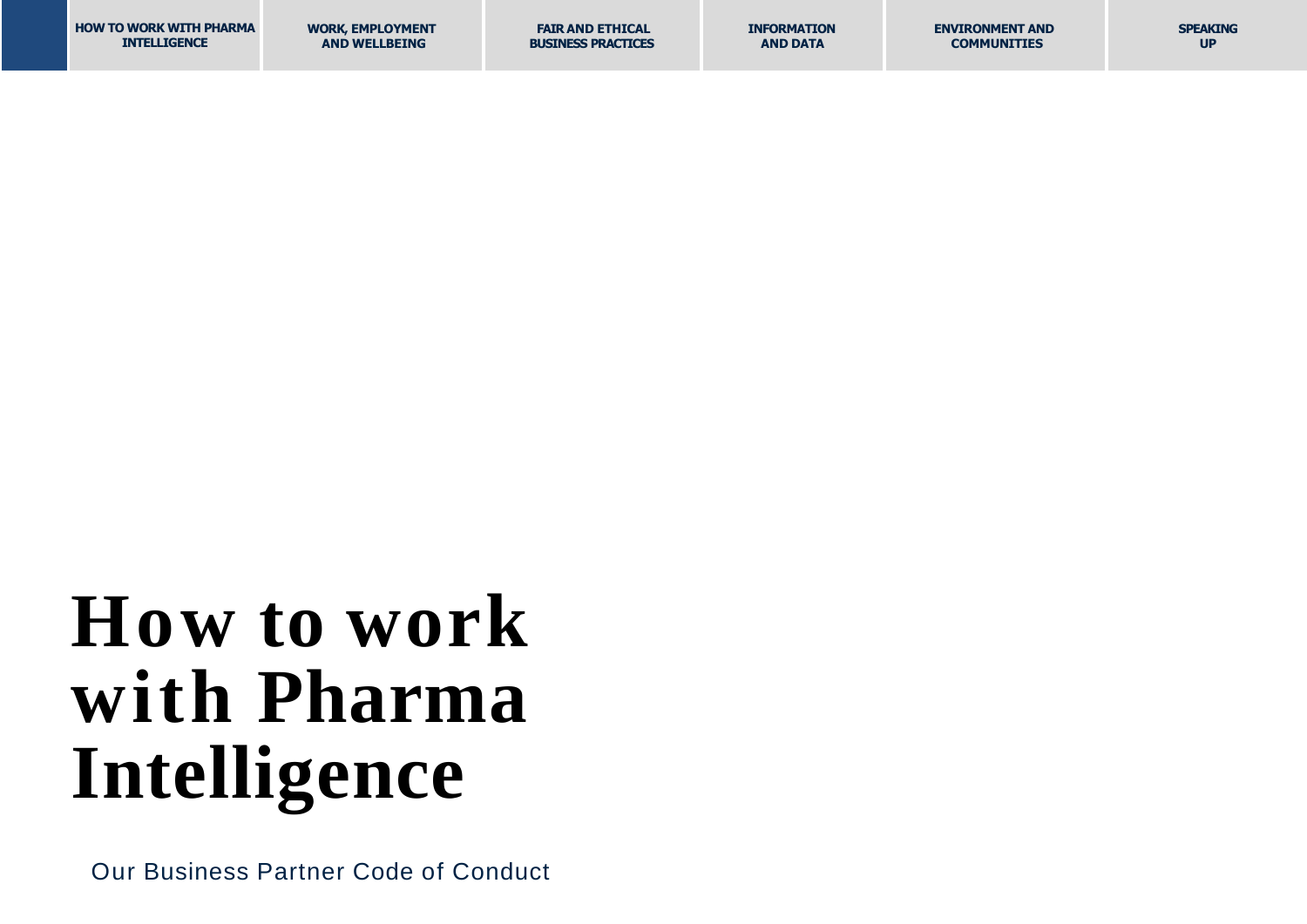# How to work with Pharma Intelligence

Our Business Partner Code of Conduct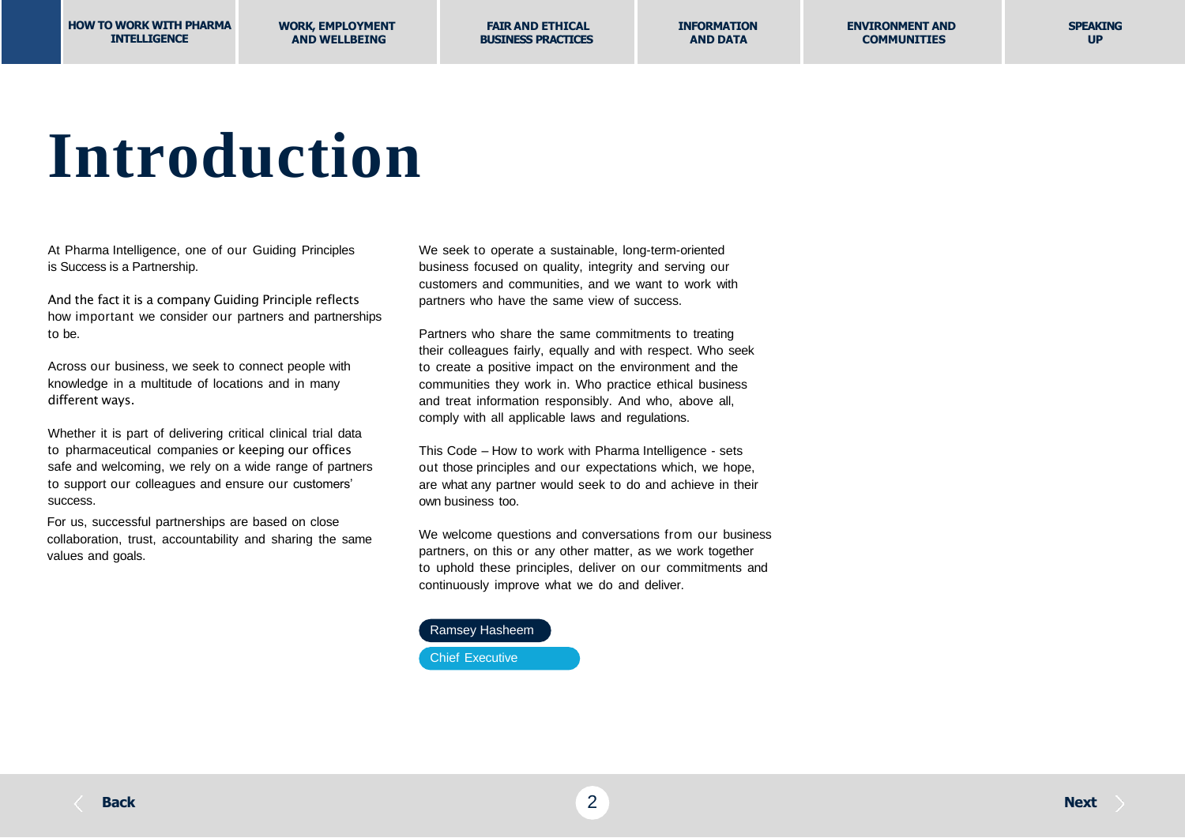# Introduction

At Pharma Intelligence, one of our Guiding Principles is Success is a Partnership.

And the fact it is a company Guiding Principle reflects how important we consider our partners and partnerships to be.

Across our business, we seek to connect people with knowledge in a multitude of locations and in many different ways.

Whether it is part of delivering critical clinical trial data to pharmaceutical companies or keeping our offices safe and welcoming, we rely on a wide range of partners to support our colleagues and ensure our customers' success.

For us, successful partnerships are based on close collaboration, trust, accountability and sharing the same values and goals.

We seek to operate a sustainable, long-term-oriented business focused on quality, integrity and serving our customers and communities, and we want to work with partners who have the same view of success.

Partners who share the same commitments to treating their colleagues fairly, equally and with respect. Who seek to create a positive impact on the environment and the communities they work in. Who practice ethical business and treat information responsibly. And who, above all, comply with all applicable laws and regulations.

This Code – How to work with Pharma Intelligence - sets out those principles and our expectations which, we hope, are what any partner would seek to do and achieve in their own business too.

We welcome questions and conversations from our business partners, on this or any other matter, as we work together to uphold these principles, deliver on our commitments and continuously improve what we do and deliver.

Ramsey Hasheem

Chief Executive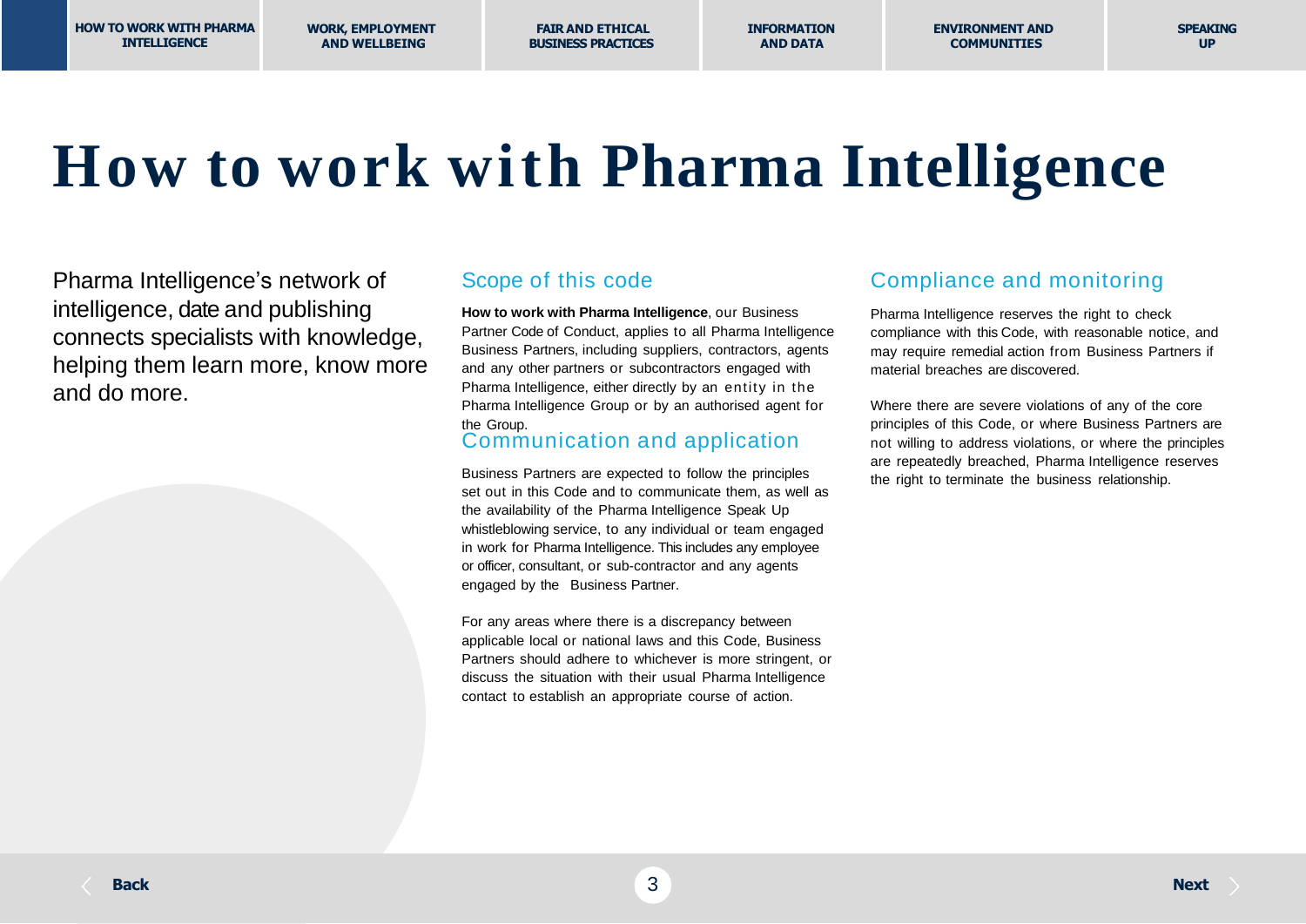# How to work with Pharma Intelligence

Pharma Intelligence's network of intelligence, date and publishing connects specialists with knowledge, helping them learn more, know more and do more.

## Scope of this code

**How to work with Pharma Intelligence**, our Business Partner Code of Conduct, applies to all Pharma Intelligence Business Partners, including suppliers, contractors, agents and any other partners or subcontractors engaged with Pharma Intelligence, either directly by an entity in the Pharma Intelligence Group or by an authorised agent for the Group.

## Communication and application

Business Partners are expected to follow the principles set out in this Code and to communicate them, as well as the availability of the Pharma Intelligence Speak Up whistleblowing service, to any individual or team engaged in work for Pharma Intelligence. This includes any employee or officer, consultant, or sub-contractor and any agents engaged by the Business Partner.

For any areas where there is a discrepancy between applicable local or national laws and this Code, Business Partners should adhere to whichever is more stringent, or discuss the situation with their usual Pharma Intelligence contact to establish an appropriate course of action.

## Compliance and monitoring

Pharma Intelligence reserves the right to check compliance with this Code, with reasonable notice, and may require remedial action from Business Partners if material breaches are discovered.

Where there are severe violations of any of the core principles of this Code, or where Business Partners are not willing to address violations, or where the principles are repeatedly breached, Pharma Intelligence reserves the right to terminate the business relationship.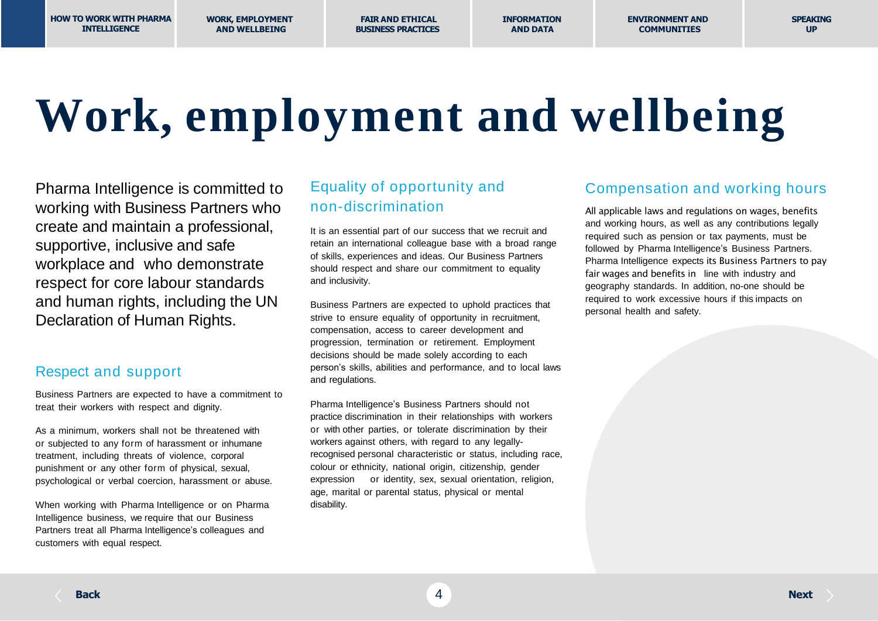# Work, employment and wellbeing

Pharma Intelligence is committed to working with Business Partners who create and maintain a professional, supportive, inclusive and safe workplace and who demonstrate respect for core labour standards and human rights, including the UN Declaration of Human Rights.

## Respect and support

Business Partners are expected to have a commitment to treat their workers with respect and dignity.

As a minimum, workers shall not be threatened with or subjected to any form of harassment or inhumane treatment, including threats of violence, corporal punishment or any other form of physical, sexual, psychological or verbal coercion, harassment or abuse.

When working with Pharma Intelligence or on Pharma Intelligence business, we require that our Business Partners treat all Pharma Intelligence's colleagues and customers with equal respect.

## Equality of opportunity and non-discrimination

It is an essential part of our success that we recruit and retain an international colleague base with a broad range of skills, experiences and ideas. Our Business Partners should respect and share our commitment to equality and inclusivity.

Business Partners are expected to uphold practices that strive to ensure equality of opportunity in recruitment, compensation, access to career development and progression, termination or retirement. Employment decisions should be made solely according to each person's skills, abilities and performance, and to local laws and regulations.

Pharma Intelligence's Business Partners should not practice discrimination in their relationships with workers or with other parties, or tolerate discrimination by their workers against others, with regard to any legally-recognised personal characteristic or status, including race, colour or ethnicity, national origin, citizenship, gender expression or identity, sex, sexual orientation, religion, age, marital or parental status, physical or mental disability.

## Compensation and working hours

All applicable laws and regulations on wages, benefits and working hours, as well as any contributions legally required such as pension or tax payments, must be followed by Pharma Intelligence's Business Partners. Pharma Intelligence expects its Business Partners to pay fair wages and benefits in line with industry and geography standards. In addition, no-one should be required to work excessive hours if this impacts on personal health and safety.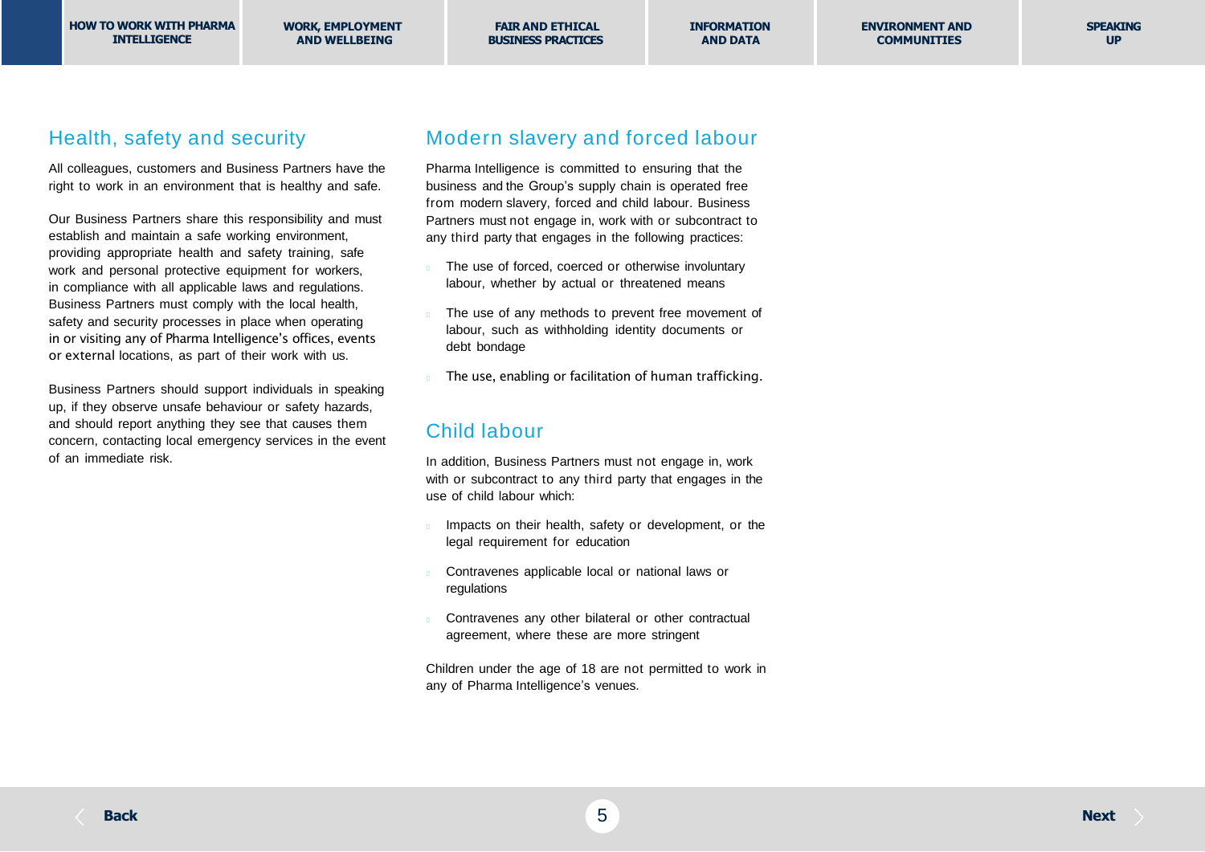## Health, safety and security

All colleagues, customers and Business Partners have the right to work in an environment that is healthy and safe.

Our Business Partners share this responsibility and must establish and maintain a safe working environment, providing appropriate health and safety training, safe work and personal protective equipment for workers, in compliance with all applicable laws and regulations. Business Partners must comply with the local health, safety and security processes in place when operating in or visiting any of Pharma Intelligence's offices, events or external locations, as part of their work with us.

Business Partners should support individuals in speaking up, if they observe unsafe behaviour or safety hazards, and should report anything they see that causes them concern, contacting local emergency services in the event of an immediate risk.

## Modern slavery and forced labour

Pharma Intelligence is committed to ensuring that the business and the Group's supply chain is operated free from modern slavery, forced and child labour. Business Partners must not engage in, work with or subcontract to any third party that engages in the following practices:

- The use of forced, coerced or otherwise involuntary labour, whether by actual or threatened means
- The use of any methods to prevent free movement of labour, such as withholding identity documents or debt bondage
- The use, enabling or facilitation of human trafficking.

## Child labour

In addition, Business Partners must not engage in, work with or subcontract to any third party that engages in the use of child labour which:

- Impacts on their health, safety or development, or the legal requirement for education
- Contravenes applicable local or national laws or regulations
- Contravenes any other bilateral or other contractual agreement, where these are more stringent

Children under the age of 18 are not permitted to work in any of Pharma Intelligence's venues.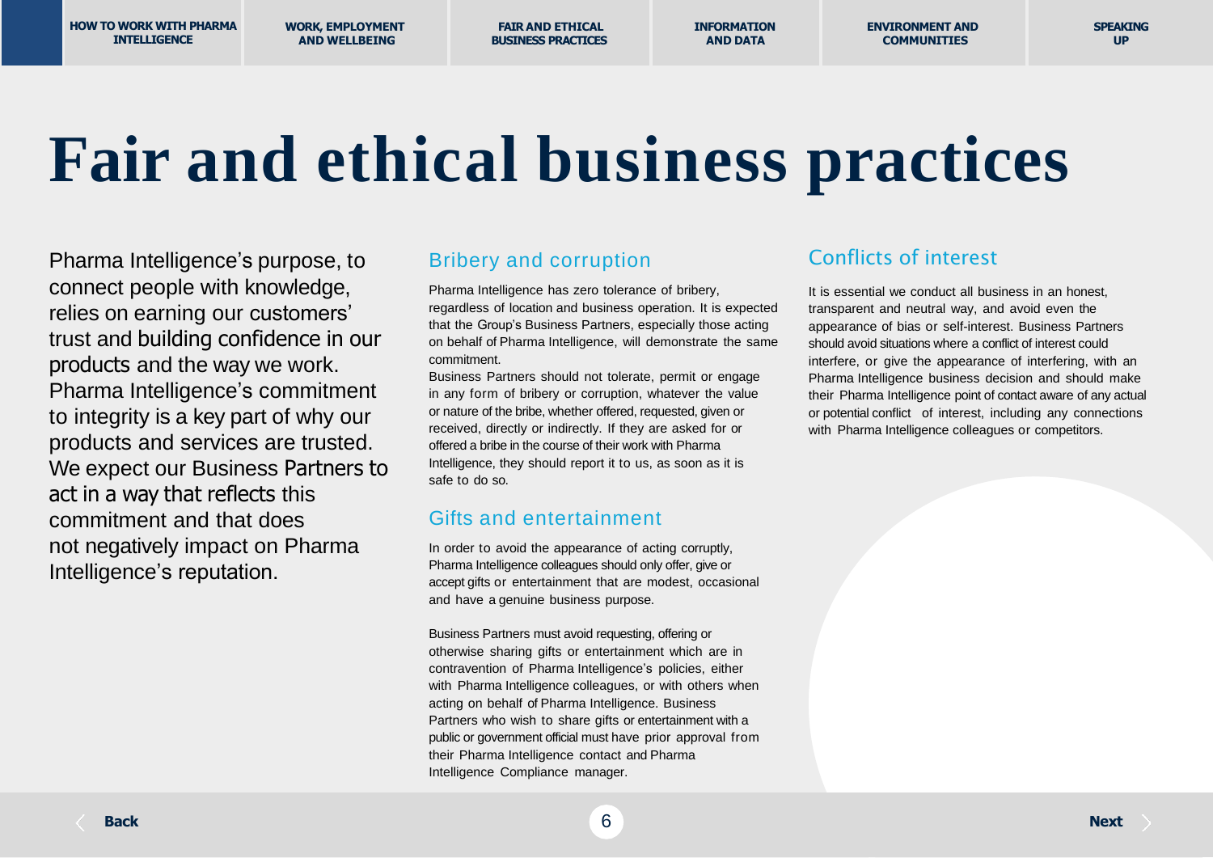# Fair and ethical business practices

Pharma Intelligence's purpose, to connect people with knowledge, relies on earning our customers' trust and building confidence in our products and the way we work. Pharma Intelligence's commitment to integrity is a key part of why our products and services are trusted. We expect our Business Partners to act in a way that reflects this commitment and that does not negatively impact on Pharma Intelligence's reputation.

## Bribery and corruption

Pharma Intelligence has zero tolerance of bribery, regardless of location and business operation. It is expected that the Group's Business Partners, especially those acting on behalf of Pharma Intelligence, will demonstrate the same commitment.

Business Partners should not tolerate, permit or engage in any form of bribery or corruption, whatever the value or nature of the bribe, whether offered, requested, given or received, directly or indirectly. If they are asked for or offered a bribe in the course of their work with Pharma Intelligence, they should report it to us, as soon as it is safe to do so.

## Gifts and entertainment

In order to avoid the appearance of acting corruptly, Pharma Intelligence colleagues should only offer, give or accept gifts or entertainment that are modest, occasional and have a genuine business purpose.

Business Partners must avoid requesting, offering or otherwise sharing gifts or entertainment which are in contravention of Pharma Intelligence's policies, either with Pharma Intelligence colleagues, or with others when acting on behalf of Pharma Intelligence. Business Partners who wish to share gifts or entertainment with a public or government official must have prior approval from their Pharma Intelligence contact and Pharma Intelligence Compliance manager.

## Conflicts of interest

It is essential we conduct all business in an honest, transparent and neutral way, and avoid even the appearance of bias or self-interest. Business Partners should avoid situations where a conflict of interest could interfere, or give the appearance of interfering, with an Pharma Intelligence business decision and should make their Pharma Intelligence point of contact aware of any actual or potential conflict of interest, including any connections with Pharma Intelligence colleagues or competitors.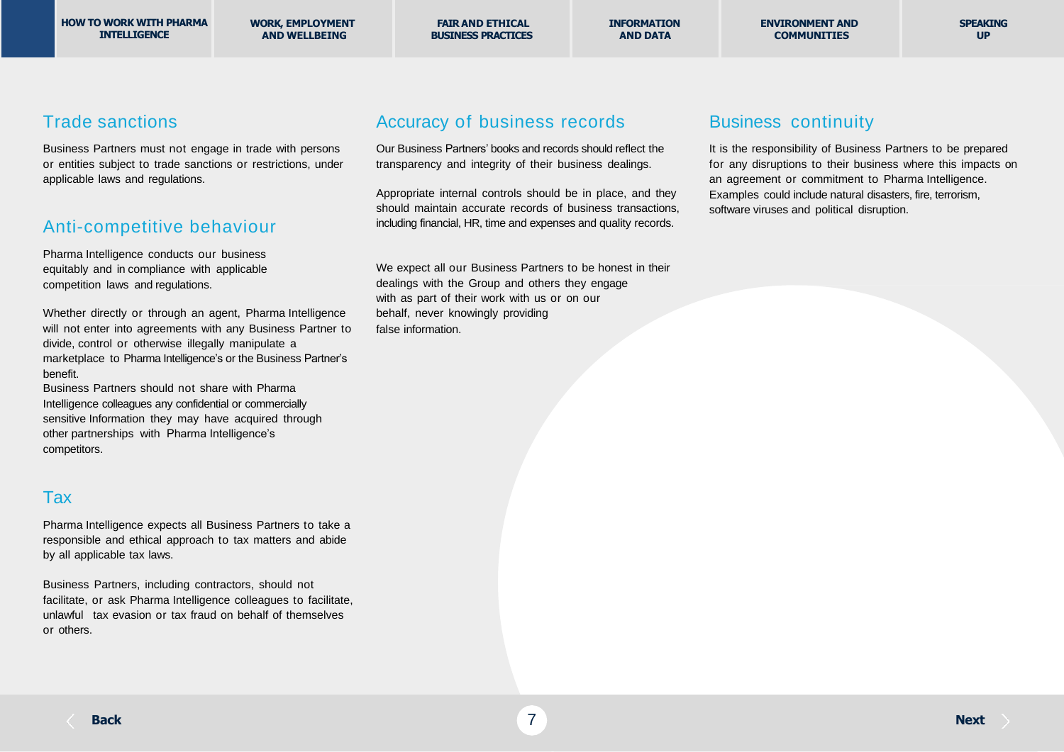## Trade sanctions

Business Partners must not engage in trade with persons or entities subject to trade sanctions or restrictions, under applicable laws and regulations.

## Anti-competitive behaviour

Pharma Intelligence conducts our business equitably and in compliance with applicable competition laws and regulations.

Whether directly or through an agent, Pharma Intelligence will not enter into agreements with any Business Partner to divide, control or otherwise illegally manipulate a marketplace to Pharma Intelligence's or the Business Partner's benefit.

Business Partners should not share with Pharma Intelligence colleagues any confidential or commercially sensitive Information they may have acquired through other partnerships with Pharma Intelligence's competitors.

## Tax

Pharma Intelligence expects all Business Partners to take a responsible and ethical approach to tax matters and abide by all applicable tax laws.

Business Partners, including contractors, should not facilitate, or ask Pharma Intelligence colleagues to facilitate, unlawful tax evasion or tax fraud on behalf of themselves or others.

## Accuracy of business records

Our Business Partners' books and records should reflect the transparency and integrity of their business dealings.

Appropriate internal controls should be in place, and they should maintain accurate records of business transactions, including financial, HR, time and expenses and quality records.

We expect all our Business Partners to be honest in their dealings with the Group and others they engage with as part of their work with us or on our behalf, never knowingly providing false information.

## Business continuity

It is the responsibility of Business Partners to be prepared for any disruptions to their business where this impacts on an agreement or commitment to Pharma Intelligence. Examples could include natural disasters, fire, terrorism, software viruses and political disruption.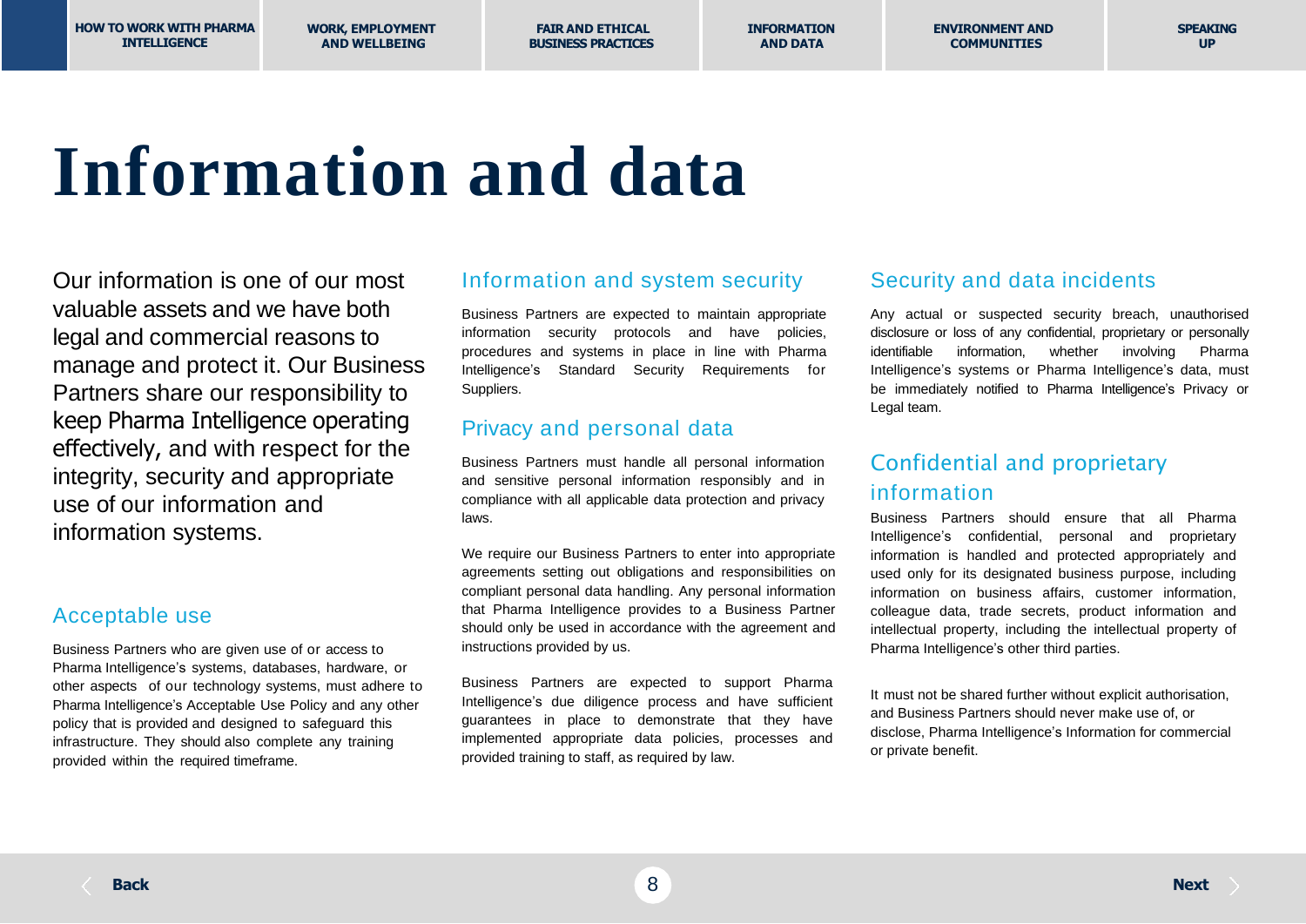# Information and data

Our information is one of our most valuable assets and we have both legal and commercial reasons to manage and protect it. Our Business Partners share our responsibility to keep Pharma Intelligence operating effectively, and with respect for the integrity, security and appropriate use of our information and information systems.

## Acceptable use

Business Partners who are given use of or access to Pharma Intelligence's systems, databases, hardware, or other aspects of our technology systems, must adhere to Pharma Intelligence's Acceptable Use Policy and any other policy that is provided and designed to safeguard this infrastructure. They should also complete any training provided within the required timeframe.

## Information and system security

Business Partners are expected to maintain appropriate information security protocols and have policies, procedures and systems in place in line with Pharma Intelligence's Standard Security Requirements for Suppliers.

## Privacy and personal data

Business Partners must handle all personal information and sensitive personal information responsibly and in compliance with all applicable data protection and privacy laws.

We require our Business Partners to enter into appropriate agreements setting out obligations and responsibilities on compliant personal data handling. Any personal information that Pharma Intelligence provides to a Business Partner should only be used in accordance with the agreement and instructions provided by us.

Business Partners are expected to support Pharma Intelligence's due diligence process and have sufficient guarantees in place to demonstrate that they have implemented appropriate data policies, processes and provided training to staff, as required by law.

## Security and data incidents

Any actual or suspected security breach, unauthorised disclosure or loss of any confidential, proprietary or personally identifiable information, whether involving Pharma Intelligence's systems or Pharma Intelligence's data, must be immediately notified to Pharma Intelligence's Privacy or Legal team.

## Confidential and proprietary information

Business Partners should ensure that all Pharma Intelligence's confidential, personal and proprietary information is handled and protected appropriately and used only for its designated business purpose, including information on business affairs, customer information, colleague data, trade secrets, product information and intellectual property, including the intellectual property of Pharma Intelligence's other third parties.

It must not be shared further without explicit authorisation, and Business Partners should never make use of, or disclose, Pharma Intelligence's Information for commercial or private benefit.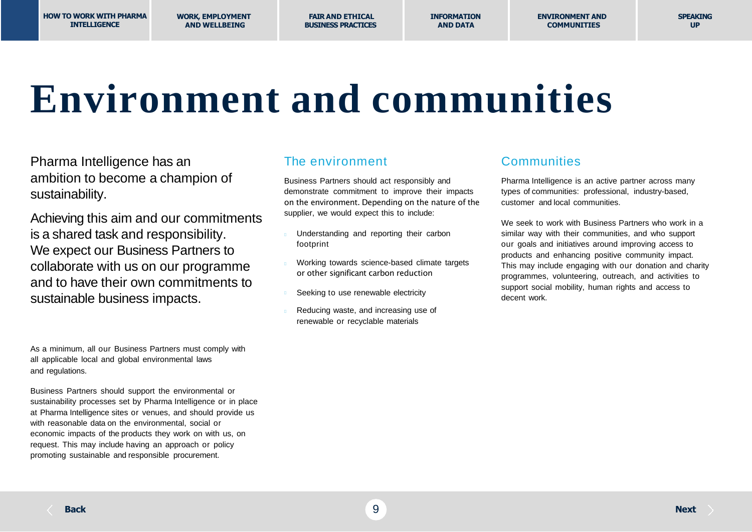# Environment and communities

Pharma Intelligence has an ambition to become a champion of sustainability.

Achieving this aim and our commitments is a shared task and responsibility. We expect our Business Partners to collaborate with us on our programme and to have their own commitments to sustainable business impacts.

As a minimum, all our Business Partners must comply with all applicable local and global environmental laws and regulations.

Business Partners should support the environmental or sustainability processes set by Pharma Intelligence or in place at Pharma Intelligence sites or venues, and should provide us with reasonable data on the environmental, social or economic impacts of the products they work on with us, on request. This may include having an approach or policy promoting sustainable and responsible procurement.

## The environment

Business Partners should act responsibly and demonstrate commitment to improve their impacts on the environment. Depending on the nature of the supplier, we would expect this to include:

- Understanding and reporting their carbon footprint
- Working towards science-based climate targets or other significant carbon reduction
- Seeking to use renewable electricity
- Reducing waste, and increasing use of renewable or recyclable materials

## Communities

Pharma Intelligence is an active partner across many types of communities: professional, industry-based, customer and local communities.

We seek to work with Business Partners who work in a similar way with their communities, and who support our goals and initiatives around improving access to products and enhancing positive community impact. This may include engaging with our donation and charity programmes, volunteering, outreach, and activities to support social mobility, human rights and access to decent work.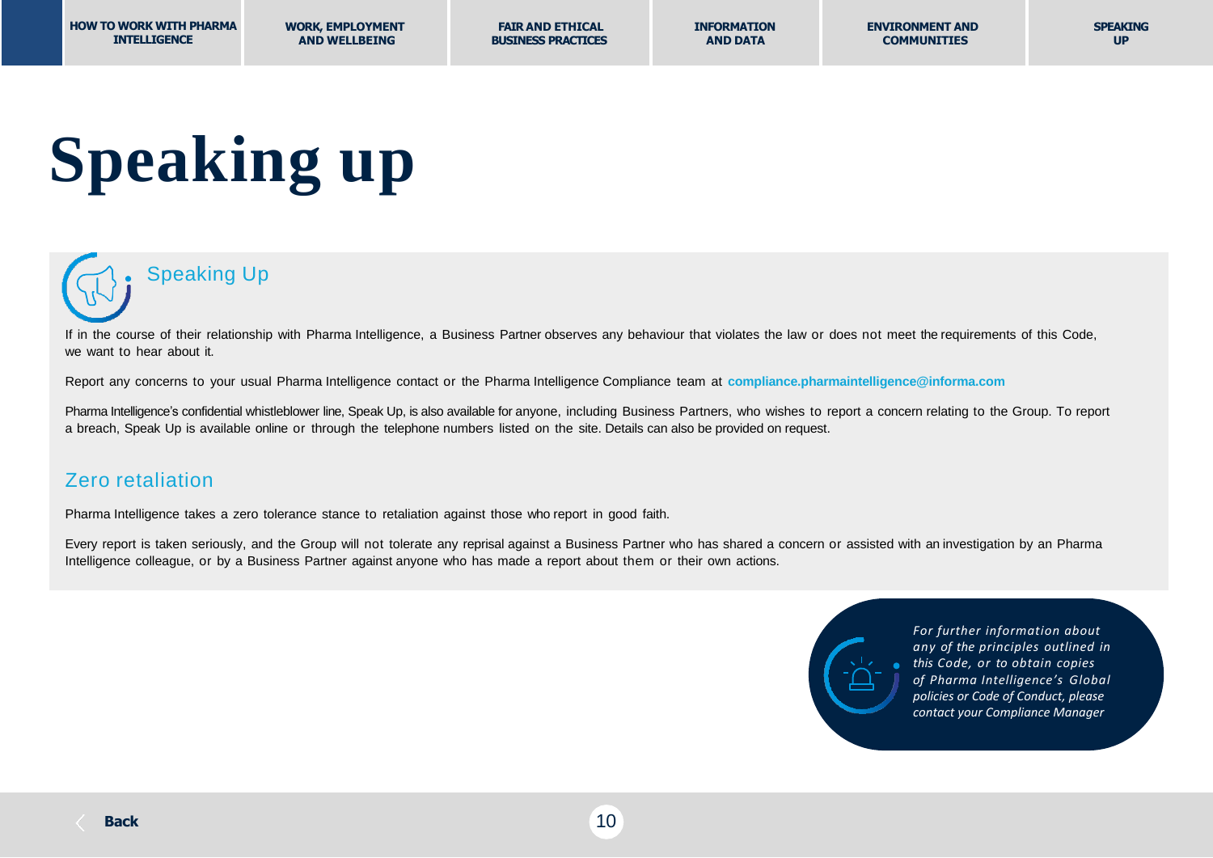# Speaking up

## Speaking Up

If in the course of their relationship with Pharma Intelligence, a Business Partner observes any behaviour that violates the law or does not meet the requirements of this Code, we want to hear about it.

Report any concerns to your usual Pharma Intelligence contact or the Pharma Intelligence Compliance team at **compliance.pharmaintelligence@informa.com**

Pharma Intelligence's confidential whistleblower line, Speak Up, is also available for anyone, including Business Partners, who wishes to report a concern relating to the Group. To report a breach, Speak Up is available online or through the telephone numbers listed on the site. Details can also be provided on request.

## Zero retaliation

Pharma Intelligence takes a zero tolerance stance to retaliation against those who report in good faith.

Every report is taken seriously, and the Group will not tolerate any reprisal against a Business Partner who has shared a concern or assisted with an investigation by an Pharma Intelligence colleague, or by a Business Partner against anyone who has made a report about them or their own actions.

*For further information about any of the principles outlined in this Code, or to obtain copies of Pharma Intelligence's Global policies or Code of Conduct, please contact your Compliance Manager*